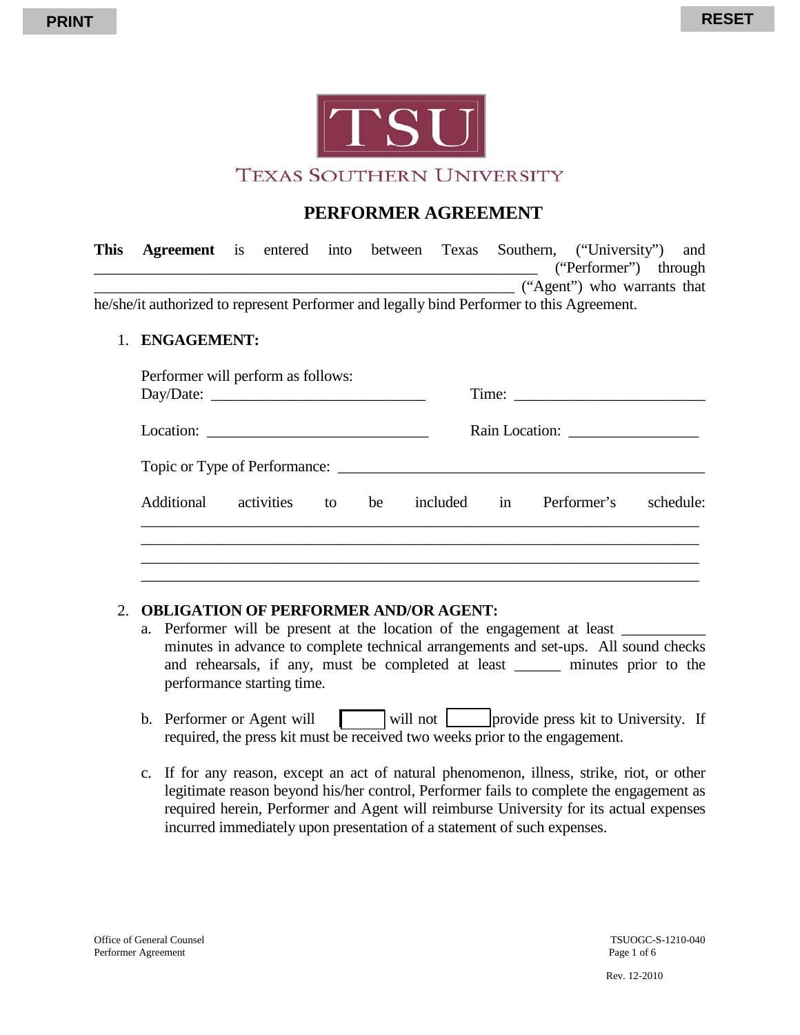PRINT RESET

TSU

TEXAS SOUTHERN UNIVERSITY

# PERFORMER AGREEMENT

**This Agreement** is entered into between Texas Southern, ("University") and _________________________________________________________ ("Performer") through ______________________________________________________ ("Agent") who warrants that he/she/it authorized to represent Performer and legally bind Performer to this Agreement.

1. **ENGAGEMENT:**

   Performer will perform as follows:
   Day/Date: ____________________________ Time: _________________________

   Location: _____________________________ Rain Location: _________________

   Topic or Type of Performance: ________________________________________________

   Additional activities to be included in Performer's schedule:
   ______________________________________________________________________
   ______________________________________________________________________
   ______________________________________________________________________
   ______________________________________________________________________

2. **OBLIGATION OF PERFORMER AND/OR AGENT:**

   a. Performer will be present at the location of the engagement at least __________ minutes in advance to complete technical arrangements and set-ups. All sound checks and rehearsals, if any, must be completed at least ______ minutes prior to the performance starting time.

   b. Performer or Agent will [ ] will not [ ] provide press kit to University. If required, the press kit must be received two weeks prior to the engagement.

   c. If for any reason, except an act of natural phenomenon, illness, strike, riot, or other legitimate reason beyond his/her control, Performer fails to complete the engagement as required herein, Performer and Agent will reimburse University for its actual expenses incurred immediately upon presentation of a statement of such expenses.

Office of General Counsel
Performer Agreement

TSUOGC-S-1210-040
Rev. 12-2010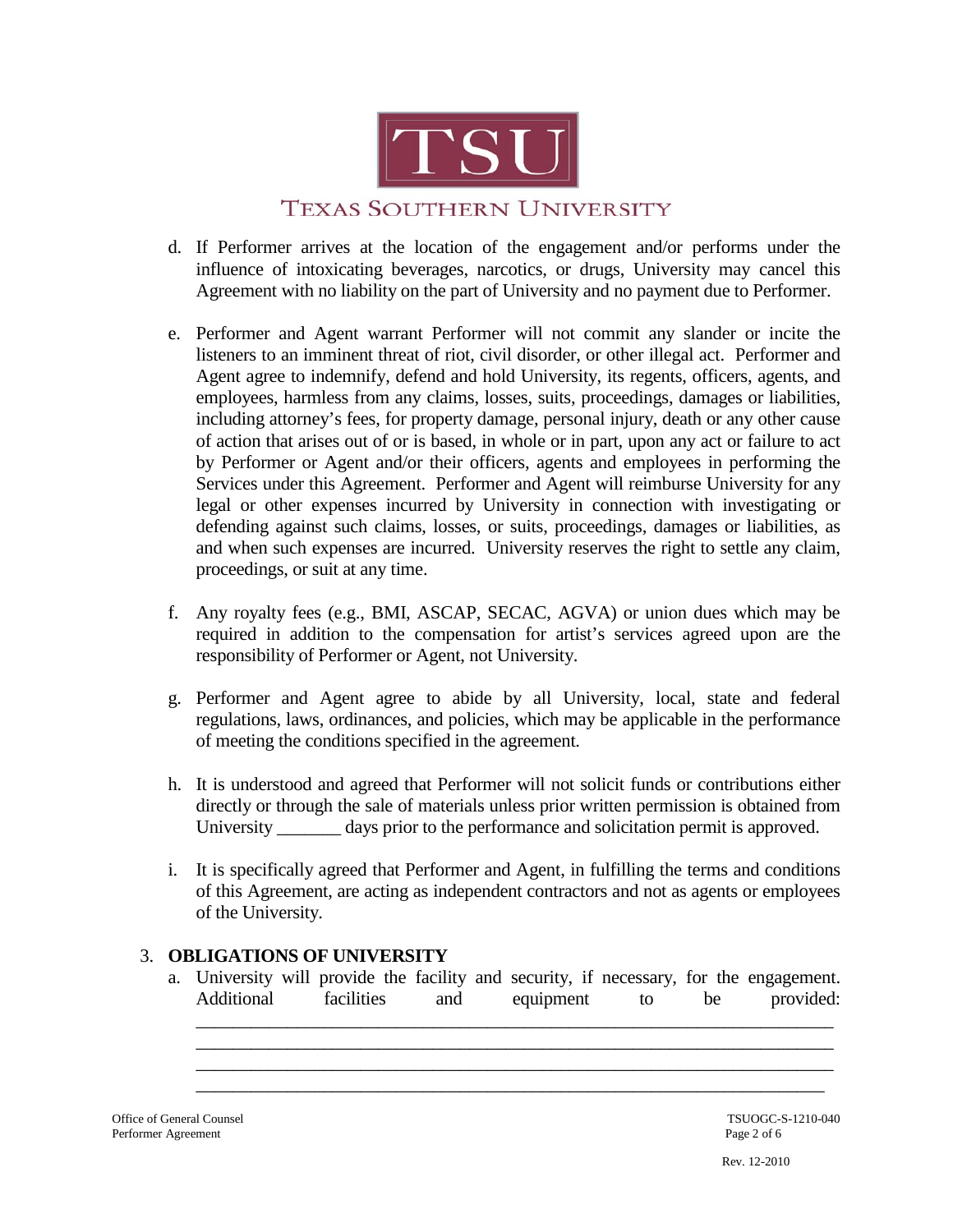d. If Performer arrives at the location of the engagement and/or performs under the influence of intoxicating beverages, narcotics, or drugs, University may cancel this Agreement with no liability on the part of University and no payment due to Performer.

e. Performer and Agent warrant Performer will not commit any slander or incite the listeners to an imminent threat of riot, civil disorder, or other illegal act. Performer and Agent agree to indemnify, defend and hold University, its regents, officers, agents, and employees, harmless from any claims, losses, suits, proceedings, damages or liabilities, including attorney's fees, for property damage, personal injury, death or any other cause of action that arises out of or is based, in whole or in part, upon any act or failure to act by Performer or Agent and/or their officers, agents and employees in performing the Services under this Agreement. Performer and Agent will reimburse University for any legal or other expenses incurred by University in connection with investigating or defending against such claims, losses, or suits, proceedings, damages or liabilities, as and when such expenses are incurred. University reserves the right to settle any claim, proceedings, or suit at any time.

f. Any royalty fees (e.g., BMI, ASCAP, SECAC, AGVA) or union dues which may be required in addition to the compensation for artist's services agreed upon are the responsibility of Performer or Agent, not University.

g. Performer and Agent agree to abide by all University, local, state and federal regulations, laws, ordinances, and policies, which may be applicable in the performance of meeting the conditions specified in the agreement.

h. It is understood and agreed that Performer will not solicit funds or contributions either directly or through the sale of materials unless prior written permission is obtained from University _______ days prior to the performance and solicitation permit is approved.

i. It is specifically agreed that Performer and Agent, in fulfilling the terms and conditions of this Agreement, are acting as independent contractors and not as agents or employees of the University.

3. **OBLIGATIONS OF UNIVERSITY**

a. University will provide the facility and security, if necessary, for the engagement. Additional facilities and equipment to be provided: ______________________________________________________________________
______________________________________________________________________
______________________________________________________________________
______________________________________________________________________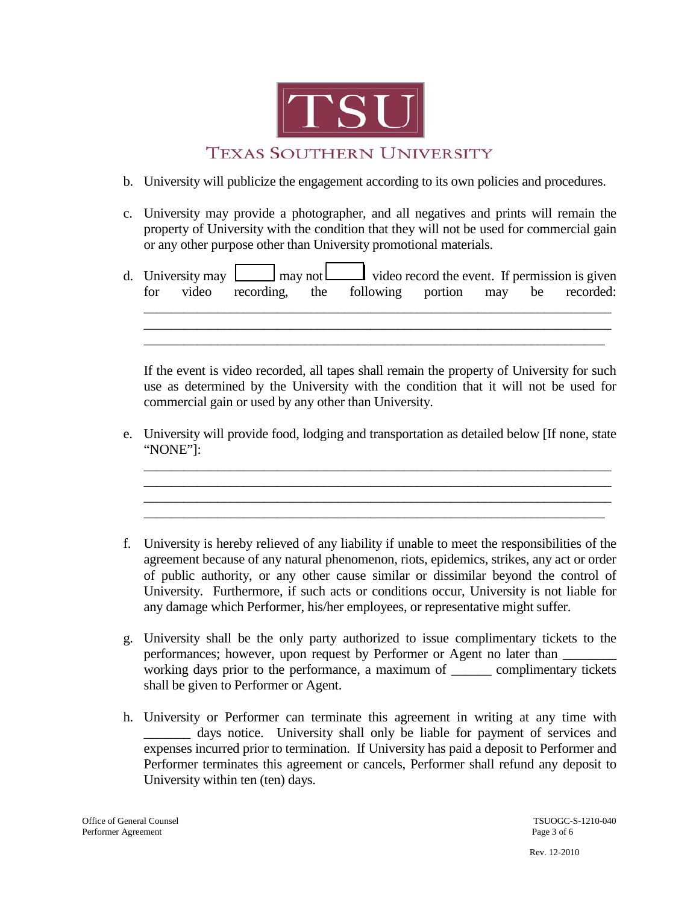b. University will publicize the engagement according to its own policies and procedures.

c. University may provide a photographer, and all negatives and prints will remain the property of University with the condition that they will not be used for commercial gain or any other purpose other than University promotional materials.

d. University may ☐ may not ☐ video record the event. If permission is given for video recording, the following portion may be recorded: ______________________________________________________________________
______________________________________________________________________
______________________________________________________________________

   If the event is video recorded, all tapes shall remain the property of University for such use as determined by the University with the condition that it will not be used for commercial gain or used by any other than University.

e. University will provide food, lodging and transportation as detailed below [If none, state "NONE"]:
______________________________________________________________________
______________________________________________________________________
______________________________________________________________________
______________________________________________________________________

f. University is hereby relieved of any liability if unable to meet the responsibilities of the agreement because of any natural phenomenon, riots, epidemics, strikes, any act or order of public authority, or any other cause similar or dissimilar beyond the control of University. Furthermore, if such acts or conditions occur, University is not liable for any damage which Performer, his/her employees, or representative might suffer.

g. University shall be the only party authorized to issue complimentary tickets to the performances; however, upon request by Performer or Agent no later than ________ working days prior to the performance, a maximum of ______ complimentary tickets shall be given to Performer or Agent.

h. University or Performer can terminate this agreement in writing at any time with _______ days notice. University shall only be liable for payment of services and expenses incurred prior to termination. If University has paid a deposit to Performer and Performer terminates this agreement or cancels, Performer shall refund any deposit to University within ten (ten) days.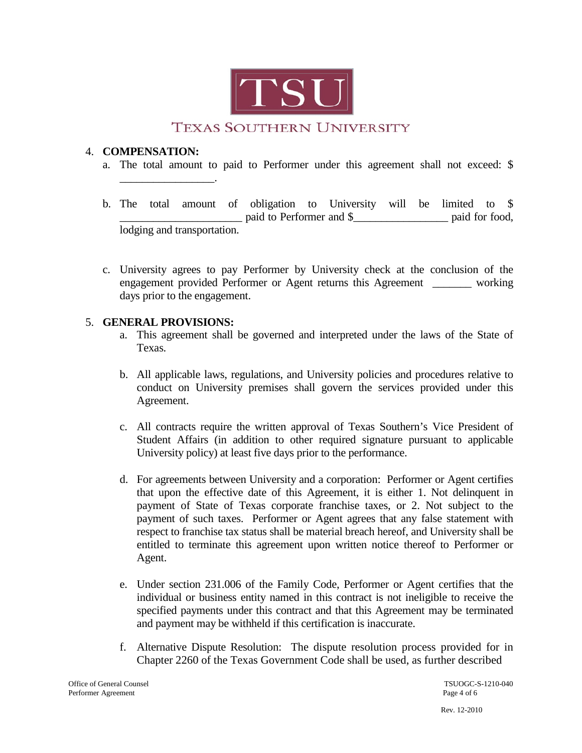TSU

TEXAS SOUTHERN UNIVERSITY

4. **COMPENSATION:**
   a. The total amount to paid to Performer under this agreement shall not exceed: $ _________________.

   b. The total amount of obligation to University will be limited to $ ______________________ paid to Performer and $_________________ paid for food, lodging and transportation.

   c. University agrees to pay Performer by University check at the conclusion of the engagement provided Performer or Agent returns this Agreement _______ working days prior to the engagement.

5. **GENERAL PROVISIONS:**
   a. This agreement shall be governed and interpreted under the laws of the State of Texas.

   b. All applicable laws, regulations, and University policies and procedures relative to conduct on University premises shall govern the services provided under this Agreement.

   c. All contracts require the written approval of Texas Southern's Vice President of Student Affairs (in addition to other required signature pursuant to applicable University policy) at least five days prior to the performance.

   d. For agreements between University and a corporation: Performer or Agent certifies that upon the effective date of this Agreement, it is either 1. Not delinquent in payment of State of Texas corporate franchise taxes, or 2. Not subject to the payment of such taxes. Performer or Agent agrees that any false statement with respect to franchise tax status shall be material breach hereof, and University shall be entitled to terminate this agreement upon written notice thereof to Performer or Agent.

   e. Under section 231.006 of the Family Code, Performer or Agent certifies that the individual or business entity named in this contract is not ineligible to receive the specified payments under this contract and that this Agreement may be terminated and payment may be withheld if this certification is inaccurate.

   f. Alternative Dispute Resolution: The dispute resolution process provided for in Chapter 2260 of the Texas Government Code shall be used, as further described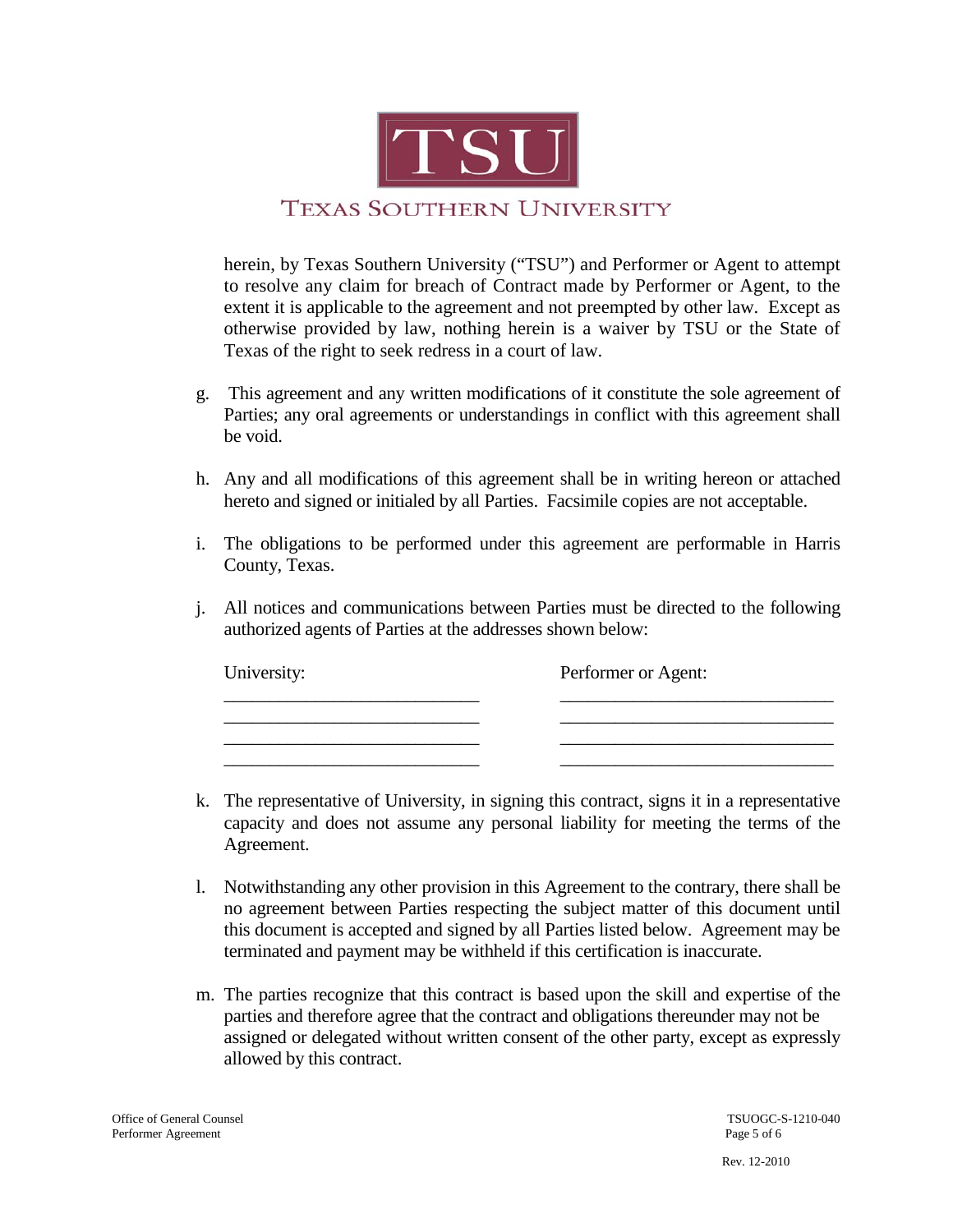herein, by Texas Southern University ("TSU") and Performer or Agent to attempt to resolve any claim for breach of Contract made by Performer or Agent, to the extent it is applicable to the agreement and not preempted by other law. Except as otherwise provided by law, nothing herein is a waiver by TSU or the State of Texas of the right to seek redress in a court of law.

g. This agreement and any written modifications of it constitute the sole agreement of Parties; any oral agreements or understandings in conflict with this agreement shall be void.

h. Any and all modifications of this agreement shall be in writing hereon or attached hereto and signed or initialed by all Parties. Facsimile copies are not acceptable.

i. The obligations to be performed under this agreement are performable in Harris County, Texas.

j. All notices and communications between Parties must be directed to the following authorized agents of Parties at the addresses shown below:

| University: | Performer or Agent: |
| --- | --- |
| ____________________________ | ______________________________ |
| ____________________________ | ______________________________ |
| ____________________________ | ______________________________ |
| ____________________________ | ______________________________ |

k. The representative of University, in signing this contract, signs it in a representative capacity and does not assume any personal liability for meeting the terms of the Agreement.

l. Notwithstanding any other provision in this Agreement to the contrary, there shall be no agreement between Parties respecting the subject matter of this document until this document is accepted and signed by all Parties listed below. Agreement may be terminated and payment may be withheld if this certification is inaccurate.

m. The parties recognize that this contract is based upon the skill and expertise of the parties and therefore agree that the contract and obligations thereunder may not be assigned or delegated without written consent of the other party, except as expressly allowed by this contract.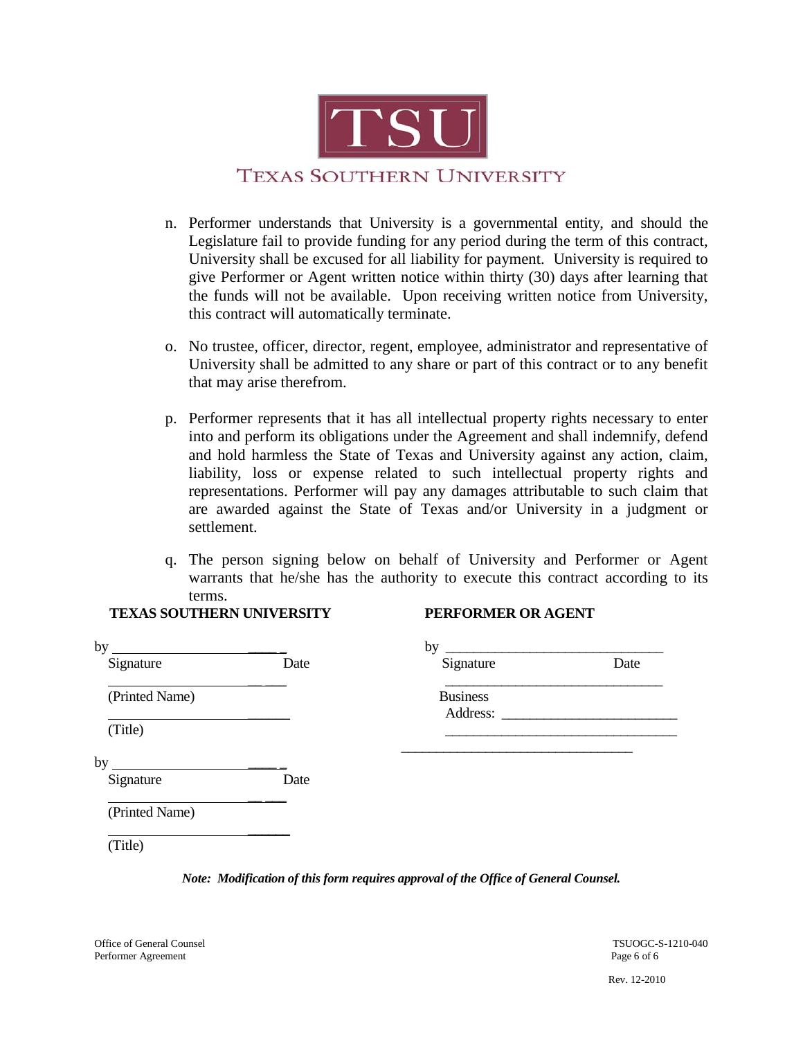TSU

TEXAS SOUTHERN UNIVERSITY

n. Performer understands that University is a governmental entity, and should the Legislature fail to provide funding for any period during the term of this contract, University shall be excused for all liability for payment. University is required to give Performer or Agent written notice within thirty (30) days after learning that the funds will not be available. Upon receiving written notice from University, this contract will automatically terminate.

o. No trustee, officer, director, regent, employee, administrator and representative of University shall be admitted to any share or part of this contract or to any benefit that may arise therefrom.

p. Performer represents that it has all intellectual property rights necessary to enter into and perform its obligations under the Agreement and shall indemnify, defend and hold harmless the State of Texas and University against any action, claim, liability, loss or expense related to such intellectual property rights and representations. Performer will pay any damages attributable to such claim that are awarded against the State of Texas and/or University in a judgment or settlement.

q. The person signing below on behalf of University and Performer or Agent warrants that he/she has the authority to execute this contract according to its terms.

**TEXAS SOUTHERN UNIVERSITY**

by ______________________________
Signature                    Date

______________________________
(Printed Name)

______________________________
(Title)

by ______________________________
Signature                    Date

______________________________
(Printed Name)

______________________________
(Title)

**PERFORMER OR AGENT**

by ______________________________
Signature                    Date

______________________________
Business
Address: ________________________
______________________________

______________________________

***Note: Modification of this form requires approval of the Office of General Counsel.***

Office of General Counsel
Performer Agreement

TSUOGC-S-1210-040

Rev. 12-2010